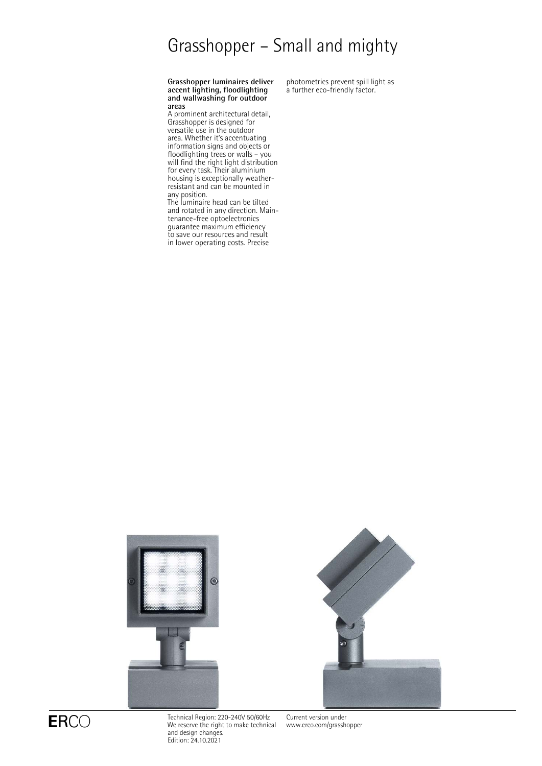# Grasshopper – Small and mighty

**Grasshopper luminaires deliver accent lighting, floodlighting and wallwashing for outdoor areas**

A prominent architectural detail, Grasshopper is designed for versatile use in the outdoor area. Whether it's accentuating information signs and objects or floodlighting trees or walls – you will find the right light distribution for every task. Their aluminium housing is exceptionally weather-resistant and can be mounted in any position.

The luminaire head can be tilted and rotated in any direction. Maintenance-free optoelectronics guarantee maximum efficiency to save our resources and result in lower operating costs. Precise photometrics prevent spill light as a further eco-friendly factor.

Technical Region: 220-240V 50/60Hz
We reserve the right to make technical and design changes.
Edition: 24.10.2021

Current version under
www.erco.com/grasshopper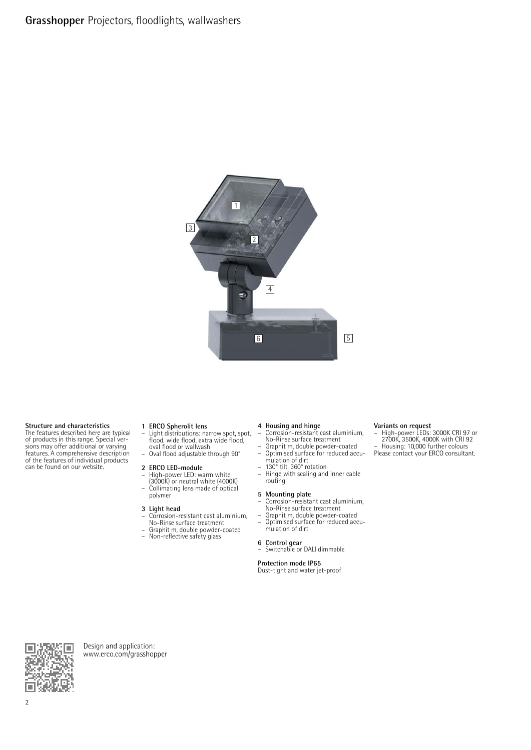# Grasshopper Projectors, floodlights, wallwashers

**Structure and characteristics**
The features described here are typical of products in this range. Special versions may offer additional or varying features. A comprehensive description of the features of individual products can be found on our website.

**1 ERCO Spherolit lens**
- Light distributions: narrow spot, spot, flood, wide flood, extra wide flood, oval flood or wallwash
- Oval flood adjustable through 90°

**2 ERCO LED-module**
- High-power LED: warm white (3000K) or neutral white (4000K)
- Collimating lens made of optical polymer

**3 Light head**
- Corrosion-resistant cast aluminium, No-Rinse surface treatment
- Graphit m, double powder-coated
- Non-reflective safety glass

**4 Housing and hinge**
- Corrosion-resistant cast aluminium, No-Rinse surface treatment
- Graphit m, double powder-coated
- Optimised surface for reduced accumulation of dirt
- 130° tilt, 360° rotation
- Hinge with scaling and inner cable routing

**5 Mounting plate**
- Corrosion-resistant cast aluminium, No-Rinse surface treatment
- Graphit m, double powder-coated
- Optimised surface for reduced accumulation of dirt

**6 Control gear**
- Switchable or DALI dimmable

**Protection mode IP65**
Dust-tight and water jet-proof

**Variants on request**
- High-power LEDs: 3000K CRI 97 or 2700K, 3500K, 4000K with CRI 92
- Housing: 10,000 further colours

Please contact your ERCO consultant.

Design and application:
www.erco.com/grasshopper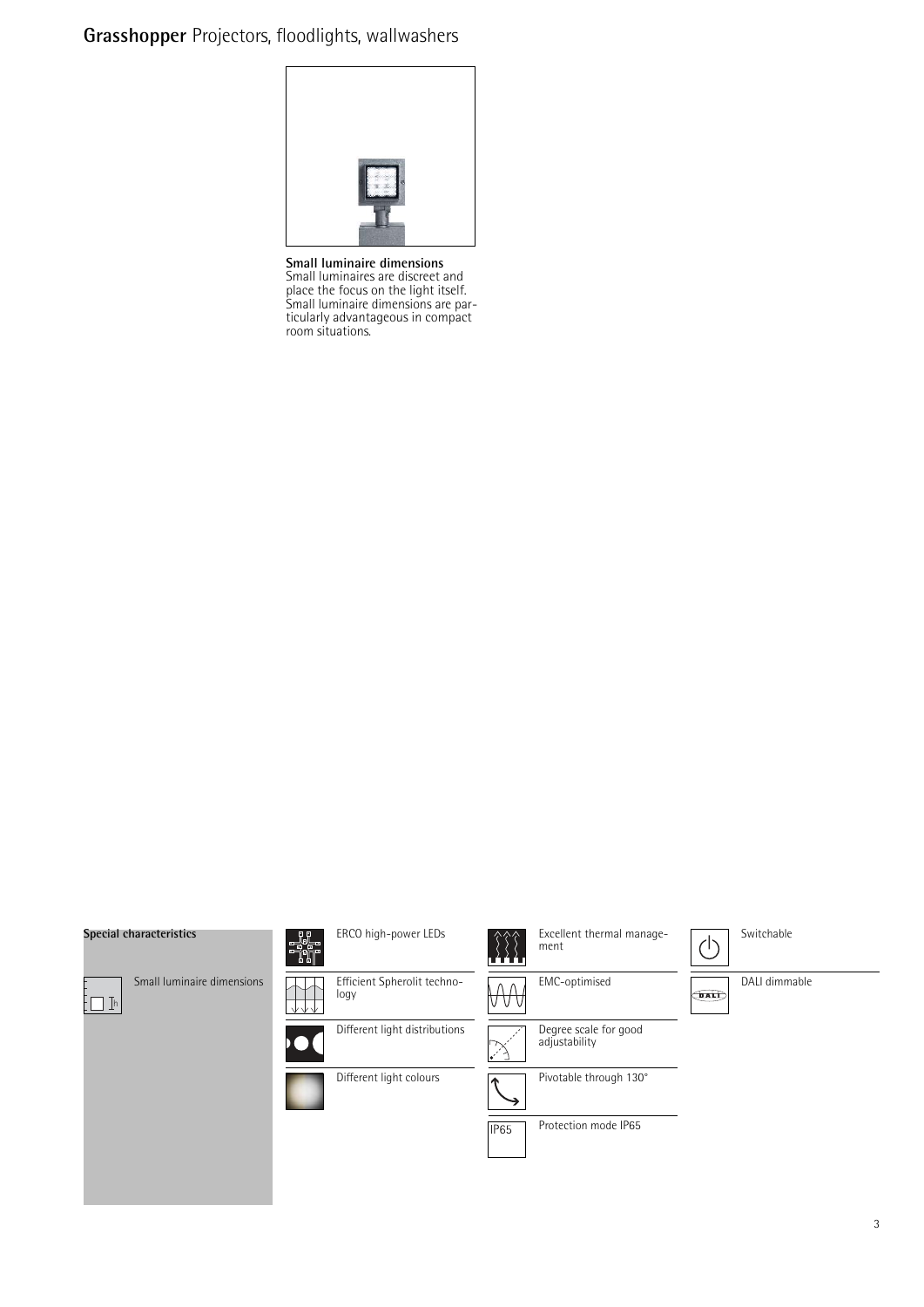# Grasshopper Projectors, floodlights, wallwashers

**Small luminaire dimensions**
Small luminaires are discreet and place the focus on the light itself. Small luminaire dimensions are particularly advantageous in compact room situations.

**Special characteristics**

- Small luminaire dimensions
- ERCO high-power LEDs
- Efficient Spherolit technology
- Different light distributions
- Different light colours
- Excellent thermal management
- EMC-optimised
- Degree scale for good adjustability
- Pivotable through 130°
- Protection mode IP65
- Switchable
- DALI dimmable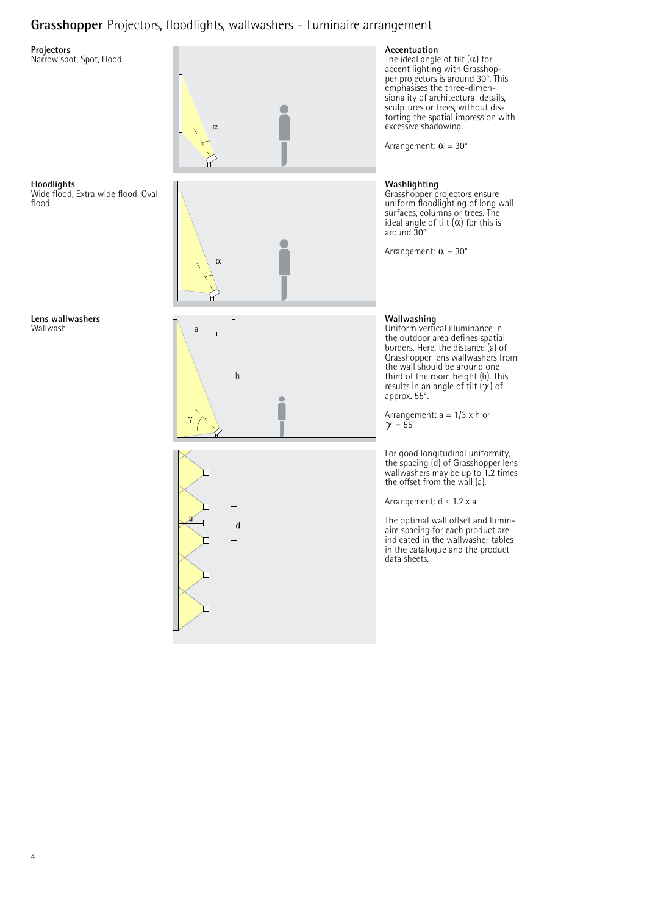# **Grasshopper** Projectors, floodlights, wallwashers – Luminaire arrangement

**Projectors**
Narrow spot, Spot, Flood

**Accentuation**
The ideal angle of tilt ($\alpha$) for accent lighting with Grasshopper projectors is around 30°. This emphasises the three-dimensionality of architectural details, sculptures or trees, without distorting the spatial impression with excessive shadowing.

Arrangement: $\alpha$ = 30°

**Floodlights**
Wide flood, Extra wide flood, Oval flood

**Washlighting**
Grasshopper projectors ensure uniform floodlighting of long wall surfaces, columns or trees. The ideal angle of tilt ($\alpha$) for this is around 30°

Arrangement: $\alpha$ = 30°

**Lens wallwashers**
Wallwash

**Wallwashing**
Uniform vertical illuminance in the outdoor area defines spatial borders. Here, the distance (a) of Grasshopper lens wallwashers from the wall should be around one third of the room height (h). This results in an angle of tilt ($\gamma$) of approx. 55°.

Arrangement: a = 1/3 x h or $\gamma$ = 55°

For good longitudinal uniformity, the spacing (d) of Grasshopper lens wallwashers may be up to 1.2 times the offset from the wall (a).

Arrangement: d ≤ 1.2 x a

The optimal wall offset and luminaire spacing for each product are indicated in the wallwasher tables in the catalogue and the product data sheets.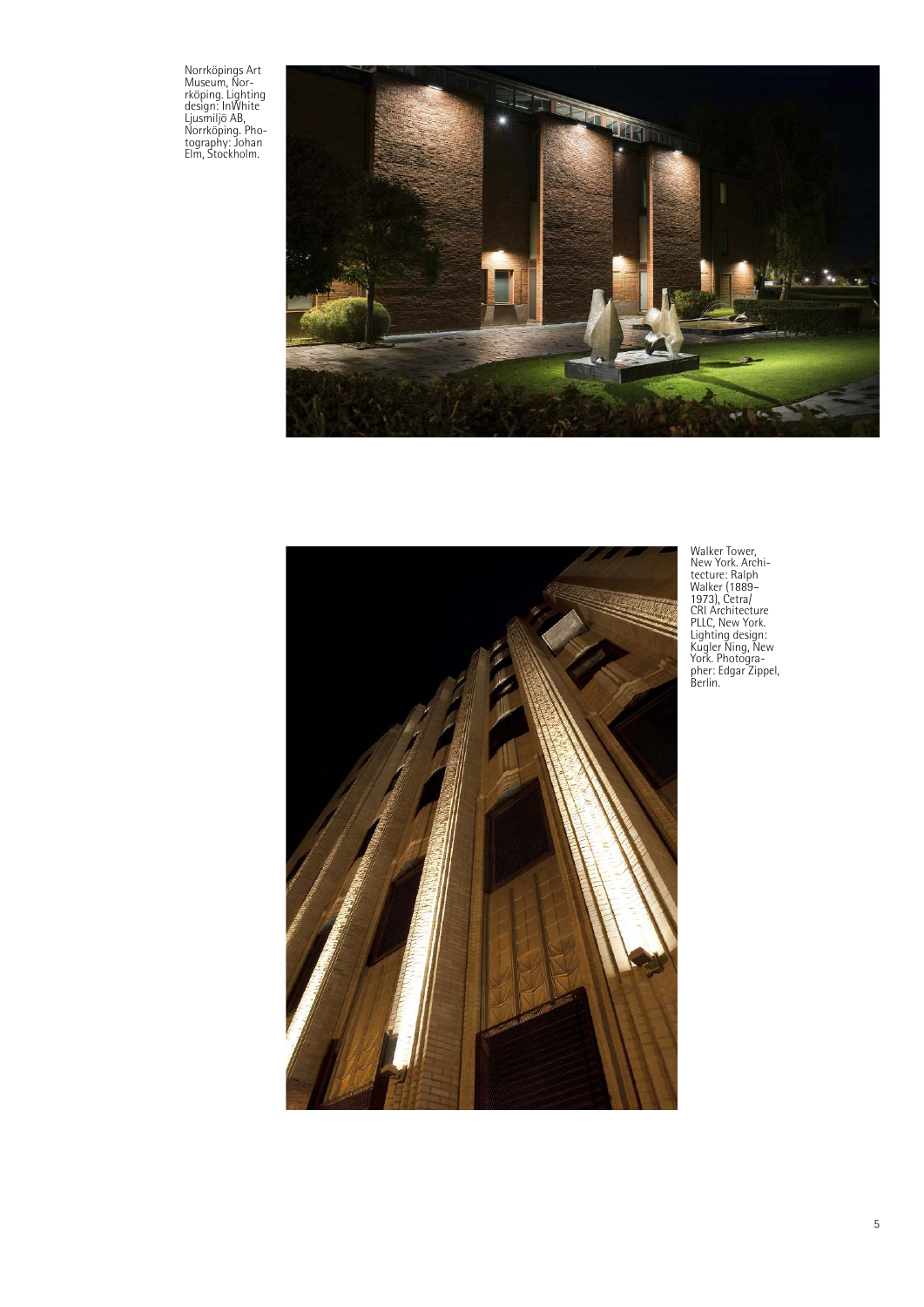Norrköpings Art Museum, Norrköping. Lighting design: InWhite Ljusmiljö AB, Norrköping. Photography: Johan Elm, Stockholm.

Walker Tower, New York. Architecture: Ralph Walker (1889–1973), Cetra/CRI Architecture PLLC, New York. Lighting design: Kugler Ning, New York. Photographer: Edgar Zippel, Berlin.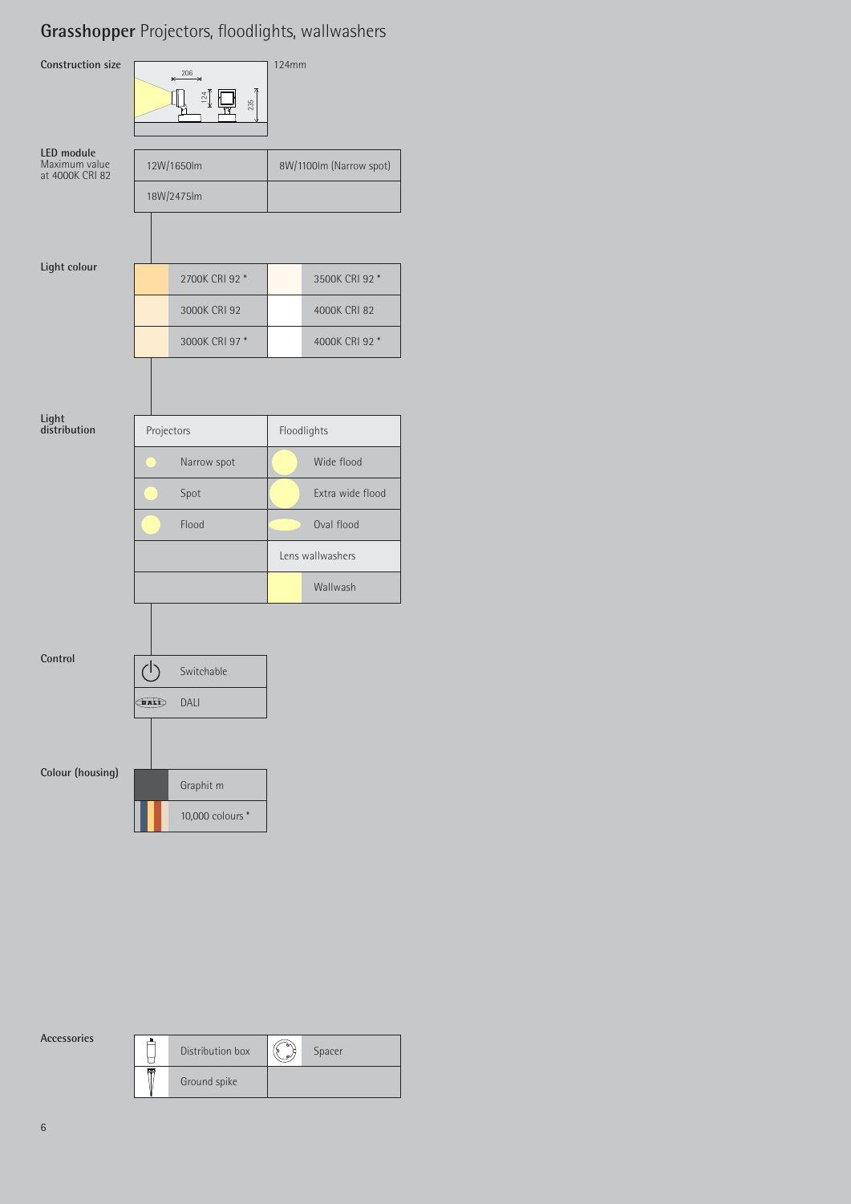# **Grasshopper** Projectors, floodlights, wallwashers

**Construction size**

| 206 / 124 / 235 | 124mm |
|---|---|

**LED module**
Maximum value at 4000K CRI 82

| | |
|---|---|
| 12W/1650lm | 8W/1100lm (Narrow spot) |
| 18W/2475lm | |

**Light colour**

| | |
|---|---|
| 2700K CRI 92 * | 3500K CRI 92 * |
| 3000K CRI 92 | 4000K CRI 82 |
| 3000K CRI 97 * | 4000K CRI 92 * |

**Light distribution**

| Projectors | Floodlights |
|---|---|
| Narrow spot | Wide flood |
| Spot | Extra wide flood |
| Flood | Oval flood |
| | Lens wallwashers |
| | Wallwash |

**Control**

| |
|---|
| Switchable |
| DALI |

**Colour (housing)**

| |
|---|
| Graphit m |
| 10,000 colours * |

**Accessories**

| | |
|---|---|
| Distribution box | Spacer |
| Ground spike | |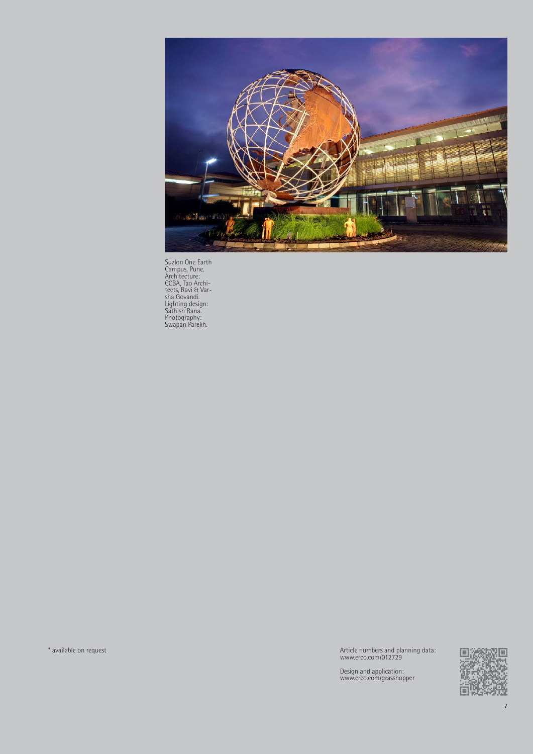Suzlon One Earth Campus, Pune. Architecture: CCBA, Tao Architects, Ravi & Varsha Govandi. Lighting design: Sathish Rana. Photography: Swapan Parekh.

* available on request

Article numbers and planning data:
www.erco.com/012729

Design and application:
www.erco.com/grasshopper